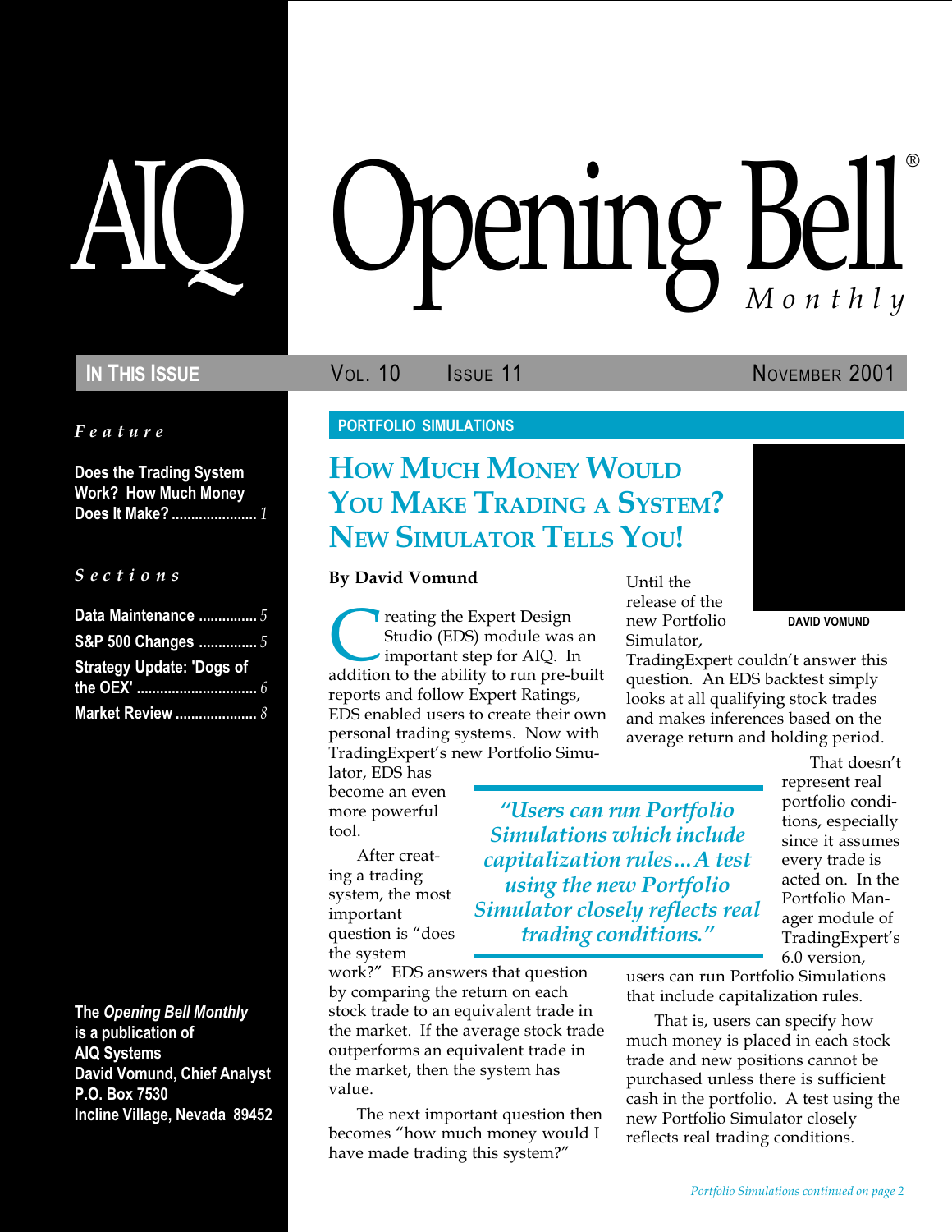# AIQ Opening Bell® Monthly

**IN THIS ISSUE** — VOL. 10 ISSUE 11 — NOVEMBER 2001

*Feature*

**Does the Trading System Work? How Much Money Does It Make?** ...................... 1

*Sections*

**Data Maintenance** ............... 5
**S&P 500 Changes** ............... 5
**Strategy Update: 'Dogs of the OEX'** ............................. 6
**Market Review** .................... 8

**The *Opening Bell Monthly* is a publication of AIQ Systems**
**David Vomund, Chief Analyst**
**P.O. Box 7530**
**Incline Village, Nevada 89452**

PORTFOLIO SIMULATIONS

## How Much Money Would You Make Trading a System? New Simulator Tells You!

**By David Vomund**

DAVID VOMUND

Creating the Expert Design Studio (EDS) module was an important step for AIQ. In addition to the ability to run pre-built reports and follow Expert Ratings, EDS enabled users to create their own personal trading systems. Now with TradingExpert's new Portfolio Simulator, EDS has become an even more powerful tool.

After creating a trading system, the most important question is "does the system work?" EDS answers that question by comparing the return on each stock trade to an equivalent trade in the market. If the average stock trade outperforms an equivalent trade in the market, then the system has value.

The next important question then becomes "how much money would I have made trading this system?"

Until the release of the new Portfolio Simulator, TradingExpert couldn't answer this question. An EDS backtest simply looks at all qualifying stock trades and makes inferences based on the average return and holding period.

> *"Users can run Portfolio Simulations which include capitalization rules...A test using the new Portfolio Simulator closely reflects real trading conditions."*

That doesn't represent real portfolio conditions, especially since it assumes every trade is acted on. In the Portfolio Manager module of TradingExpert's 6.0 version, users can run Portfolio Simulations that include capitalization rules.

That is, users can specify how much money is placed in each stock trade and new positions cannot be purchased unless there is sufficient cash in the portfolio. A test using the new Portfolio Simulator closely reflects real trading conditions.

*Portfolio Simulations continued on page 2*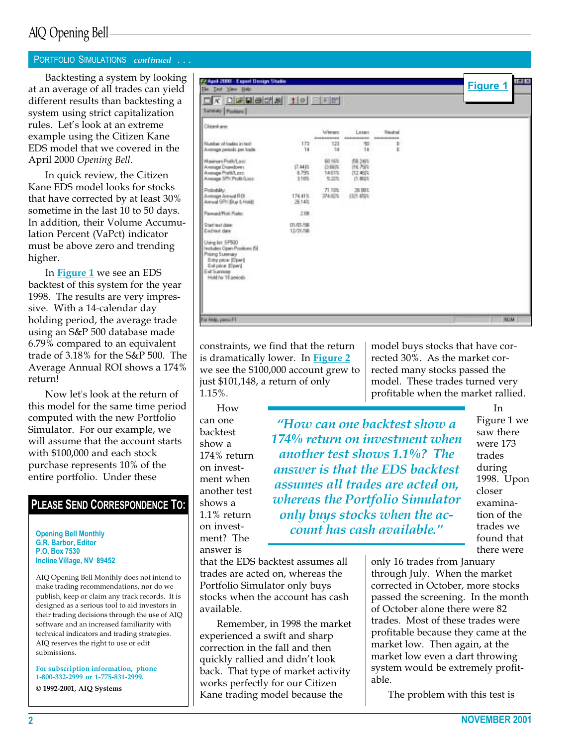## PORTFOLIO SIMULATIONS *continued . . .*

Backtesting a system by looking at an average of all trades can yield different results than backtesting a system using strict capitalization rules. Let's look at an extreme example using the Citizen Kane EDS model that we covered in the April 2000 *Opening Bell*.

In quick review, the Citizen Kane EDS model looks for stocks that have corrected by at least 30% sometime in the last 10 to 50 days. In addition, their Volume Accumulation Percent (VaPct) indicator must be above zero and trending higher.

In **Figure 1** we see an EDS backtest of this system for the year 1998. The results are very impressive. With a 14-calendar day holding period, the average trade using an S&P 500 database made 6.79% compared to an equivalent trade of 3.18% for the S&P 500. The Average Annual ROI shows a 174% return!

Now let's look at the return of this model for the same time period computed with the new Portfolio Simulator. For our example, we will assume that the account starts with $100,000 and each stock purchase represents 10% of the entire portfolio. Under these constraints, we find that the return is dramatically lower. In **Figure 2** we see the $100,000 account grew to just $101,148, a return of only 1.15%.

**Figure 1**

| Citizen Kane | | Winners | Losers | Neutral |
|---|---|---|---|---|
| Number of trades in test: | 173 | 123 | 50 | 0 |
| Average periods per trade: | 14 | 14 | 14 | 0 |
| Maximum Profit/Loss: | | 68.16% | (58.24)% | |
| Average Drawdown: | (7.44)% | (3.66)% | (16.75)% | |
| Average Profit/Loss: | 6.79% | 14.61% | (12.46)% | |
| Average SPX Profit/Loss: | 3.18% | 5.22% | (1.86)% | |
| Probability: | | 71.10% | 28.90% | |
| Average Annual ROI: | 174.41% | 374.82% | (321.65)% | |
| Annual SPX (Buy & Hold): | 26.14% | | | |
| Reward/Risk Ratio: | 2.88 | | | |
| Start test date: | 01/01/98 | | | |
| End test date: | 12/31/98 | | | |

Using list: SP500
Includes Open Positions (5)
Pricing Summary
Entry price: [Open]
Exit price: [Open]
Exit Summary
Hold for 10 periods

> *"How can one backtest show a 174% return on investment when another test shows 1.1%? The answer is that the EDS backtest assumes all trades are acted on, whereas the Portfolio Simulator only buys stocks when the account has cash available."*

How can one backtest show a 174% return on investment when another test shows a 1.1% return on investment? The answer is that the EDS backtest assumes all trades are acted on, whereas the Portfolio Simulator only buys stocks when the account has cash available.

Remember, in 1998 the market experienced a swift and sharp correction in the fall and then quickly rallied and didn't look back. That type of market activity works perfectly for our Citizen Kane trading model because the model buys stocks that have corrected 30%. As the market corrected many stocks passed the model. These trades turned very profitable when the market rallied.

In Figure 1 we saw there were 173 trades during 1998. Upon closer examination of the trades we found that there were only 16 trades from January through July. When the market corrected in October, more stocks passed the screening. In the month of October alone there were 82 trades. Most of these trades were profitable because they came at the market low. Then again, at the market low even a dart throwing system would be extremely profitable.

The problem with this test is

## PLEASE SEND CORRESPONDENCE TO:

**Opening Bell Monthly**
**G.R. Barbor, Editor**
**P.O. Box 7530**
**Incline Village, NV 89452**

AIQ Opening Bell Monthly does not intend to make trading recommendations, nor do we publish, keep or claim any track records. It is designed as a serious tool to aid investors in their trading decisions through the use of AIQ software and an increased familiarity with technical indicators and trading strategies. AIQ reserves the right to use or edit submissions.

For subscription information, phone 1-800-332-2999 or 1-775-831-2999.

**© 1992-2001, AIQ Systems**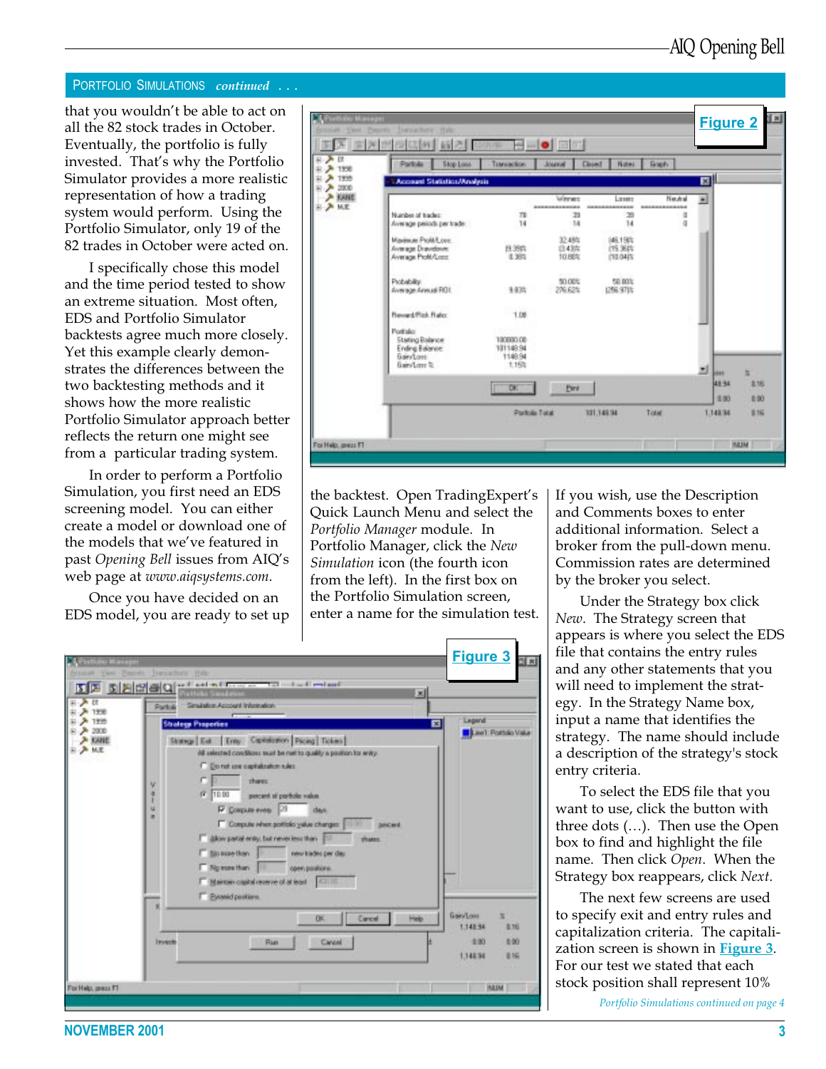## PORTFOLIO SIMULATIONS *continued . . .*

that you wouldn't be able to act on all the 82 stock trades in October. Eventually, the portfolio is fully invested. That's why the Portfolio Simulator provides a more realistic representation of how a trading system would perform. Using the Portfolio Simulator, only 19 of the 82 trades in October were acted on.

I specifically chose this model and the time period tested to show an extreme situation. Most often, EDS and Portfolio Simulator backtests agree much more closely. Yet this example clearly demonstrates the differences between the two backtesting methods and it shows how the more realistic Portfolio Simulator approach better reflects the return one might see from a particular trading system.

In order to perform a Portfolio Simulation, you first need an EDS screening model. You can either create a model or download one of the models that we've featured in past *Opening Bell* issues from AIQ's web page at *www.aiqsystems.com.*

Once you have decided on an EDS model, you are ready to set up the backtest. Open TradingExpert's Quick Launch Menu and select the *Portfolio Manager* module. In Portfolio Manager, click the *New Simulation* icon (the fourth icon from the left). In the first box on the Portfolio Simulation screen, enter a name for the simulation test.

**Figure 2**

**Figure 3**

If you wish, use the Description and Comments boxes to enter additional information. Select a broker from the pull-down menu. Commission rates are determined by the broker you select.

Under the Strategy box click *New*. The Strategy screen that appears is where you select the EDS file that contains the entry rules and any other statements that you will need to implement the strategy. In the Strategy Name box, input a name that identifies the strategy. The name should include a description of the strategy's stock entry criteria.

To select the EDS file that you want to use, click the button with three dots (…). Then use the Open box to find and highlight the file name. Then click *Open*. When the Strategy box reappears, click *Next*.

The next few screens are used to specify exit and entry rules and capitalization criteria. The capitalization screen is shown in Figure 3. For our test we stated that each stock position shall represent 10%

*Portfolio Simulations continued on page 4*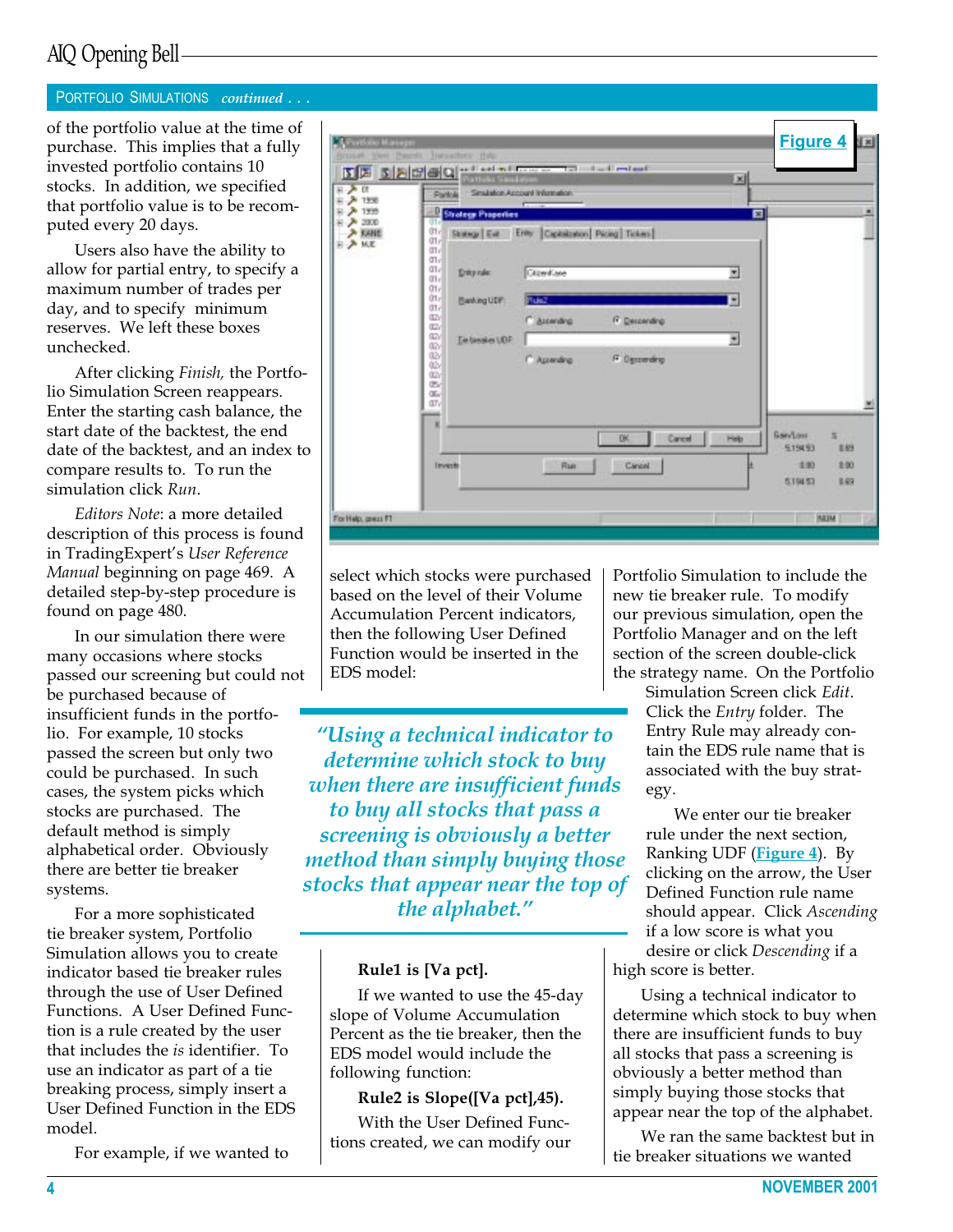## PORTFOLIO SIMULATIONS *continued . . .*

of the portfolio value at the time of purchase. This implies that a fully invested portfolio contains 10 stocks. In addition, we specified that portfolio value is to be recomputed every 20 days.

Users also have the ability to allow for partial entry, to specify a maximum number of trades per day, and to specify minimum reserves. We left these boxes unchecked.

After clicking *Finish,* the Portfolio Simulation Screen reappears. Enter the starting cash balance, the start date of the backtest, the end date of the backtest, and an index to compare results to. To run the simulation click *Run*.

*Editors Note*: a more detailed description of this process is found in TradingExpert's *User Reference Manual* beginning on page 469. A detailed step-by-step procedure is found on page 480.

In our simulation there were many occasions where stocks passed our screening but could not be purchased because of insufficient funds in the portfolio. For example, 10 stocks passed the screen but only two could be purchased. In such cases, the system picks which stocks are purchased. The default method is simply alphabetical order. Obviously there are better tie breaker systems.

For a more sophisticated tie breaker system, Portfolio Simulation allows you to create indicator based tie breaker rules through the use of User Defined Functions. A User Defined Function is a rule created by the user that includes the *is* identifier. To use an indicator as part of a tie breaking process, simply insert a User Defined Function in the EDS model.

For example, if we wanted to select which stocks were purchased based on the level of their Volume Accumulation Percent indicators, then the following User Defined Function would be inserted in the EDS model:

**Rule1 is [Va pct].**

If we wanted to use the 45-day slope of Volume Accumulation Percent as the tie breaker, then the EDS model would include the following function:

**Rule2 is Slope([Va pct],45).**

With the User Defined Functions created, we can modify our Portfolio Simulation to include the new tie breaker rule. To modify our previous simulation, open the Portfolio Manager and on the left section of the screen double-click the strategy name. On the Portfolio Simulation Screen click *Edit*. Click the *Entry* folder. The Entry Rule may already contain the EDS rule name that is associated with the buy strategy.

We enter our tie breaker rule under the next section, Ranking UDF (Figure 4). By clicking on the arrow, the User Defined Function rule name should appear. Click *Ascending* if a low score is what you desire or click *Descending* if a high score is better.

Using a technical indicator to determine which stock to buy when there are insufficient funds to buy all stocks that pass a screening is obviously a better method than simply buying those stocks that appear near the top of the alphabet.

We ran the same backtest but in tie breaker situations we wanted

> *"Using a technical indicator to determine which stock to buy when there are insufficient funds to buy all stocks that pass a screening is obviously a better method than simply buying those stocks that appear near the top of the alphabet."*

**Figure 4**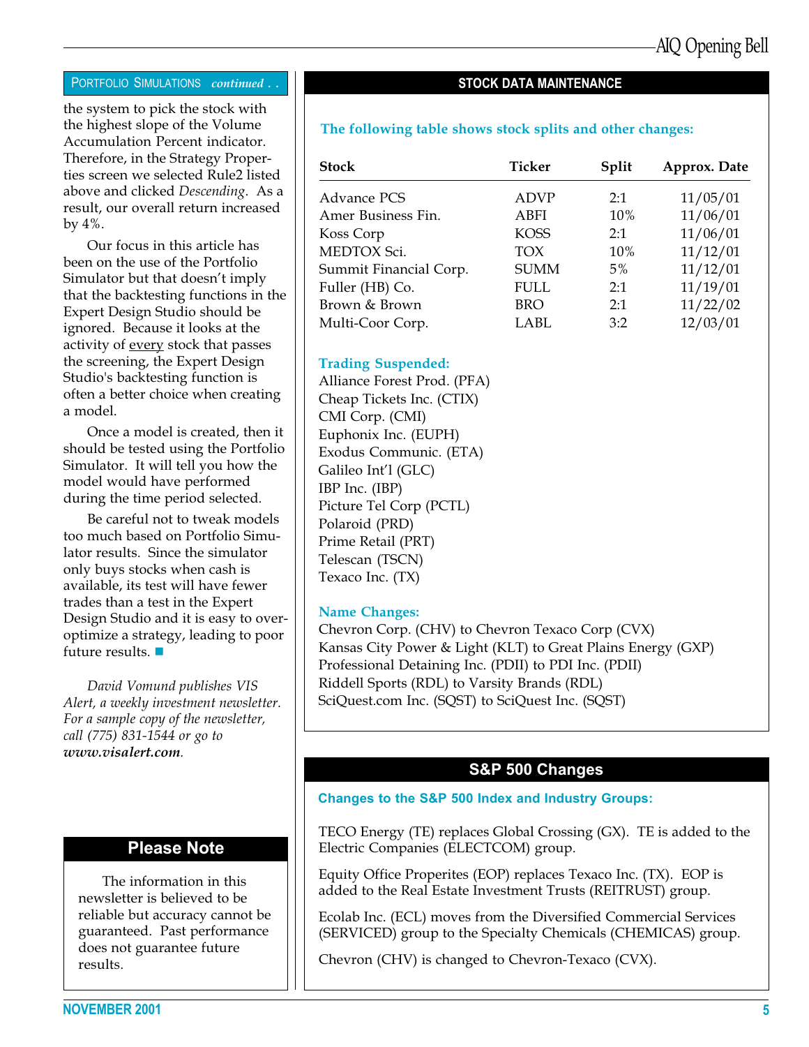## PORTFOLIO SIMULATIONS *continued . .*

the system to pick the stock with the highest slope of the Volume Accumulation Percent indicator. Therefore, in the Strategy Properties screen we selected Rule2 listed above and clicked *Descending*. As a result, our overall return increased by 4%.

Our focus in this article has been on the use of the Portfolio Simulator but that doesn't imply that the backtesting functions in the Expert Design Studio should be ignored. Because it looks at the activity of every stock that passes the screening, the Expert Design Studio's backtesting function is often a better choice when creating a model.

Once a model is created, then it should be tested using the Portfolio Simulator. It will tell you how the model would have performed during the time period selected.

Be careful not to tweak models too much based on Portfolio Simulator results. Since the simulator only buys stocks when cash is available, its test will have fewer trades than a test in the Expert Design Studio and it is easy to over-optimize a strategy, leading to poor future results. ■

*David Vomund publishes VIS Alert, a weekly investment newsletter. For a sample copy of the newsletter, call (775) 831-1544 or go to* ***www.visalert.com****.*

## Please Note

The information in this newsletter is believed to be reliable but accuracy cannot be guaranteed. Past performance does not guarantee future results.

## STOCK DATA MAINTENANCE

**The following table shows stock splits and other changes:**

| Stock | Ticker | Split | Approx. Date |
|---|---|---|---|
| Advance PCS | ADVP | 2:1 | 11/05/01 |
| Amer Business Fin. | ABFI | 10% | 11/06/01 |
| Koss Corp | KOSS | 2:1 | 11/06/01 |
| MEDTOX Sci. | TOX | 10% | 11/12/01 |
| Summit Financial Corp. | SUMM | 5% | 11/12/01 |
| Fuller (HB) Co. | FULL | 2:1 | 11/19/01 |
| Brown & Brown | BRO | 2:1 | 11/22/02 |
| Multi-Coor Corp. | LABL | 3:2 | 12/03/01 |

**Trading Suspended:**

Alliance Forest Prod. (PFA)
Cheap Tickets Inc. (CTIX)
CMI Corp. (CMI)
Euphonix Inc. (EUPH)
Exodus Communic. (ETA)
Galileo Int'l (GLC)
IBP Inc. (IBP)
Picture Tel Corp (PCTL)
Polaroid (PRD)
Prime Retail (PRT)
Telescan (TSCN)
Texaco Inc. (TX)

**Name Changes:**

Chevron Corp. (CHV) to Chevron Texaco Corp (CVX)
Kansas City Power & Light (KLT) to Great Plains Energy (GXP)
Professional Detaining Inc. (PDII) to PDI Inc. (PDII)
Riddell Sports (RDL) to Varsity Brands (RDL)
SciQuest.com Inc. (SQST) to SciQuest Inc. (SQST)

## S&P 500 Changes

**Changes to the S&P 500 Index and Industry Groups:**

TECO Energy (TE) replaces Global Crossing (GX). TE is added to the Electric Companies (ELECTCOM) group.

Equity Office Properites (EOP) replaces Texaco Inc. (TX). EOP is added to the Real Estate Investment Trusts (REITRUST) group.

Ecolab Inc. (ECL) moves from the Diversified Commercial Services (SERVICED) group to the Specialty Chemicals (CHEMICAS) group.

Chevron (CHV) is changed to Chevron-Texaco (CVX).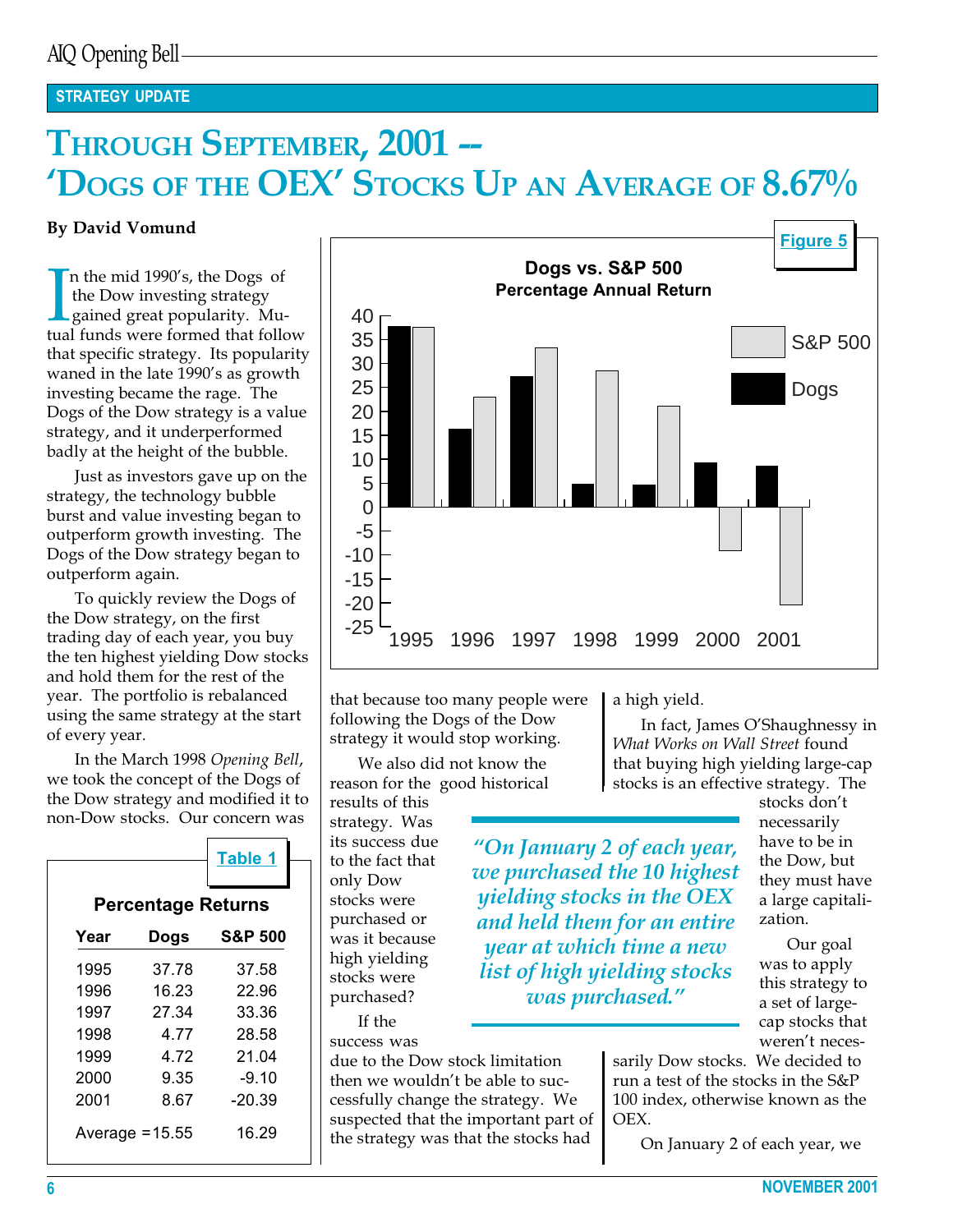STRATEGY UPDATE

# THROUGH SEPTEMBER, 2001 -- 'DOGS OF THE OEX' STOCKS UP AN AVERAGE OF 8.67%

**By David Vomund**

In the mid 1990's, the Dogs of the Dow investing strategy gained great popularity. Mutual funds were formed that follow that specific strategy. Its popularity waned in the late 1990's as growth investing became the rage. The Dogs of the Dow strategy is a value strategy, and it underperformed badly at the height of the bubble.

Just as investors gave up on the strategy, the technology bubble burst and value investing began to outperform growth investing. The Dogs of the Dow strategy began to outperform again.

To quickly review the Dogs of the Dow strategy, on the first trading day of each year, you buy the ten highest yielding Dow stocks and hold them for the rest of the year. The portfolio is rebalanced using the same strategy at the start of every year.

In the March 1998 *Opening Bell*, we took the concept of the Dogs of the Dow strategy and modified it to non-Dow stocks. Our concern was that because too many people were following the Dogs of the Dow strategy it would stop working.

We also did not know the reason for the good historical results of this strategy. Was its success due to the fact that only Dow stocks were purchased or was it because high yielding stocks were purchased?

If the success was due to the Dow stock limitation then we wouldn't be able to successfully change the strategy. We suspected that the important part of the strategy was that the stocks had a high yield.

In fact, James O'Shaughnessy in *What Works on Wall Street* found that buying high yielding large-cap stocks is an effective strategy. The stocks don't necessarily have to be in the Dow, but they must have a large capitalization.

Our goal was to apply this strategy to a set of large-cap stocks that weren't necessarily Dow stocks. We decided to run a test of the stocks in the S&P 100 index, otherwise known as the OEX.

> *"On January 2 of each year, we purchased the 10 highest yielding stocks in the OEX and held them for an entire year at which time a new list of high yielding stocks was purchased."*

On January 2 of each year, we

**Figure 5**

**Dogs vs. S&P 500**
**Percentage Annual Return**

| Year | Dogs | S&P 500 |
|---|---|---|
| 1995 | 37.78 | 37.58 |
| 1996 | 16.23 | 22.96 |
| 1997 | 27.34 | 33.36 |
| 1998 | 4.77 | 28.58 |
| 1999 | 4.72 | 21.04 |
| 2000 | 9.35 | -9.10 |
| 2001 | 8.67 | -20.39 |

**Table 1**

**Percentage Returns**

| Year | Dogs | S&P 500 |
|---|---|---|
| 1995 | 37.78 | 37.58 |
| 1996 | 16.23 | 22.96 |
| 1997 | 27.34 | 33.36 |
| 1998 | 4.77 | 28.58 |
| 1999 | 4.72 | 21.04 |
| 2000 | 9.35 | -9.10 |
| 2001 | 8.67 | -20.39 |
| Average = | 15.55 | 16.29 |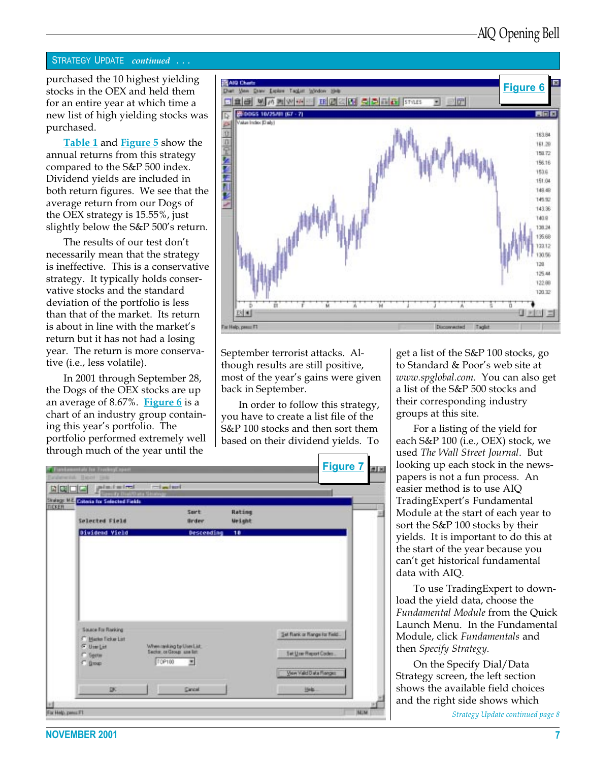STRATEGY UPDATE *continued . . .*

purchased the 10 highest yielding stocks in the OEX and held them for an entire year at which time a new list of high yielding stocks was purchased.

Table 1 and Figure 5 show the annual returns from this strategy compared to the S&P 500 index. Dividend yields are included in both return figures. We see that the average return from our Dogs of the OEX strategy is 15.55%, just slightly below the S&P 500's return.

The results of our test don't necessarily mean that the strategy is ineffective. This is a conservative strategy. It typically holds conservative stocks and the standard deviation of the portfolio is less than that of the market. Its return is about in line with the market's return but it has not had a losing year. The return is more conservative (i.e., less volatile).

In 2001 through September 28, the Dogs of the OEX stocks are up an average of 8.67%. Figure 6 is a chart of an industry group containing this year's portfolio. The portfolio performed extremely well through much of the year until the September terrorist attacks. Although results are still positive, most of the year's gains were given back in September.

**Figure 6**

In order to follow this strategy, you have to create a list file of the S&P 100 stocks and then sort them based on their dividend yields. To get a list of the S&P 100 stocks, go to Standard & Poor's web site at *www.spglobal.com*. You can also get a list of the S&P 500 stocks and their corresponding industry groups at this site.

For a listing of the yield for each S&P 100 (i.e., OEX) stock, we used *The Wall Street Journal*. But looking up each stock in the newspapers is not a fun process. An easier method is to use AIQ TradingExpert's Fundamental Module at the start of each year to sort the S&P 100 stocks by their yields. It is important to do this at the start of the year because you can't get historical fundamental data with AIQ.

**Figure 7**

To use TradingExpert to download the yield data, choose the *Fundamental Module* from the Quick Launch Menu. In the Fundamental Module, click *Fundamentals* and then *Specify Strategy*.

On the Specify Dial/Data Strategy screen, the left section shows the available field choices and the right side shows which

*Strategy Update continued page 8*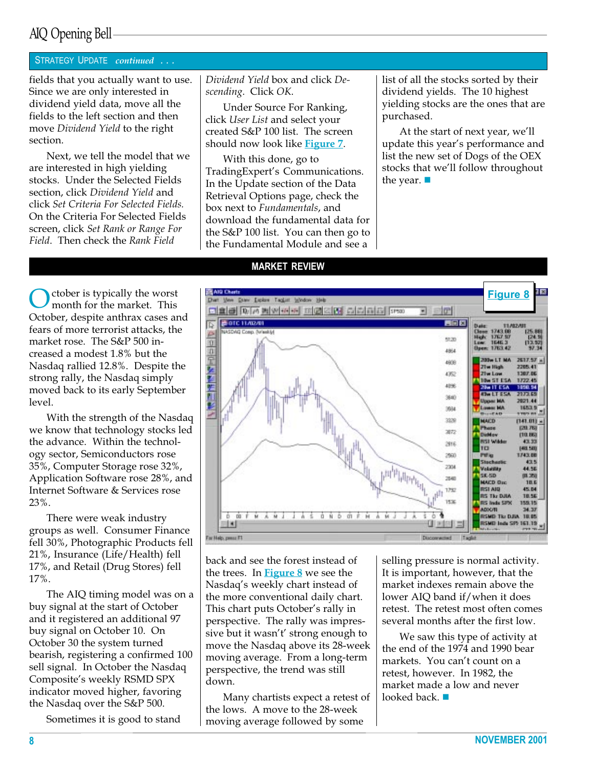## STRATEGY UPDATE *continued . . .*

fields that you actually want to use. Since we are only interested in dividend yield data, move all the fields to the left section and then move *Dividend Yield* to the right section.

Next, we tell the model that we are interested in high yielding stocks. Under the Selected Fields section, click *Dividend Yield* and click *Set Criteria For Selected Fields.* On the Criteria For Selected Fields screen, click *Set Rank or Range For Field*. Then check the *Rank Field* box and click *Descending*. Click *OK.*

Under Source For Ranking, click *User List* and select your created S&P 100 list. The screen should now look like Figure 7.

With this done, go to TradingExpert's Communications. In the Update section of the Data Retrieval Options page, check the box next to *Fundamentals*, and download the fundamental data for the S&P 100 list. You can then go to the Fundamental Module and see a list of all the stocks sorted by their dividend yields. The 10 highest yielding stocks are the ones that are purchased.

At the start of next year, we'll update this year's performance and list the new set of Dogs of the OEX stocks that we'll follow throughout the year. ■

## MARKET REVIEW

October is typically the worst month for the market. This October, despite anthrax cases and fears of more terrorist attacks, the market rose. The S&P 500 increased a modest 1.8% but the Nasdaq rallied 12.8%. Despite the strong rally, the Nasdaq simply moved back to its early September level.

With the strength of the Nasdaq we know that technology stocks led the advance. Within the technology sector, Semiconductors rose 35%, Computer Storage rose 32%, Application Software rose 28%, and Internet Software & Services rose 23%.

There were weak industry groups as well. Consumer Finance fell 30%, Photographic Products fell 21%, Insurance (Life/Health) fell 17%, and Retail (Drug Stores) fell 17%.

The AIQ timing model was on a buy signal at the start of October and it registered an additional 97 buy signal on October 10. On October 30 the system turned bearish, registering a confirmed 100 sell signal. In October the Nasdaq Composite's weekly RSMD SPX indicator moved higher, favoring the Nasdaq over the S&P 500.

Sometimes it is good to stand back and see the forest instead of the trees. In Figure 8 we see the Nasdaq's weekly chart instead of the more conventional daily chart. This chart puts October's rally in perspective. The rally was impressive but it wasn't' strong enough to move the Nasdaq above its 28-week moving average. From a long-term perspective, the trend was still down.

Many chartists expect a retest of the lows. A move to the 28-week moving average followed by some selling pressure is normal activity. It is important, however, that the market indexes remain above the lower AIQ band if/when it does retest. The retest most often comes several months after the first low.

We saw this type of activity at the end of the 1974 and 1990 bear markets. You can't count on a retest, however. In 1982, the market made a low and never looked back. ■

Figure 8